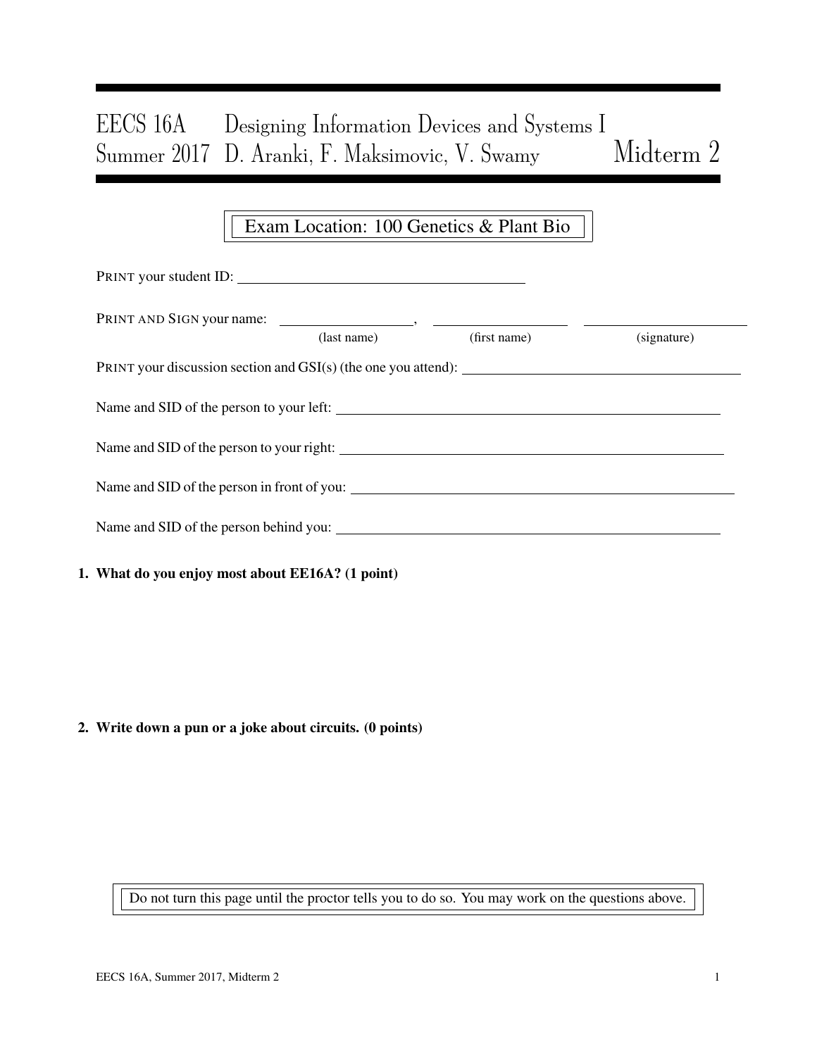# EECS 16A Designing Information Devices and Systems I
## Summer 2017 D. Aranki, F. Maksimovic, V. Swamy — Midterm 2

Exam Location: 100 Genetics & Plant Bio

PRINT your student ID: ________________________________

PRINT AND SIGN your name: ________________, ________________ ________________
(last name) (first name) (signature)

PRINT your discussion section and GSI(s) (the one you attend): ________________________________

Name and SID of the person to your left: ________________________________

Name and SID of the person to your right: ________________________________

Name and SID of the person in front of you: ________________________________

Name and SID of the person behind you: ________________________________

**1. What do you enjoy most about EE16A? (1 point)**

**2. Write down a pun or a joke about circuits. (0 points)**

Do not turn this page until the proctor tells you to do so. You may work on the questions above.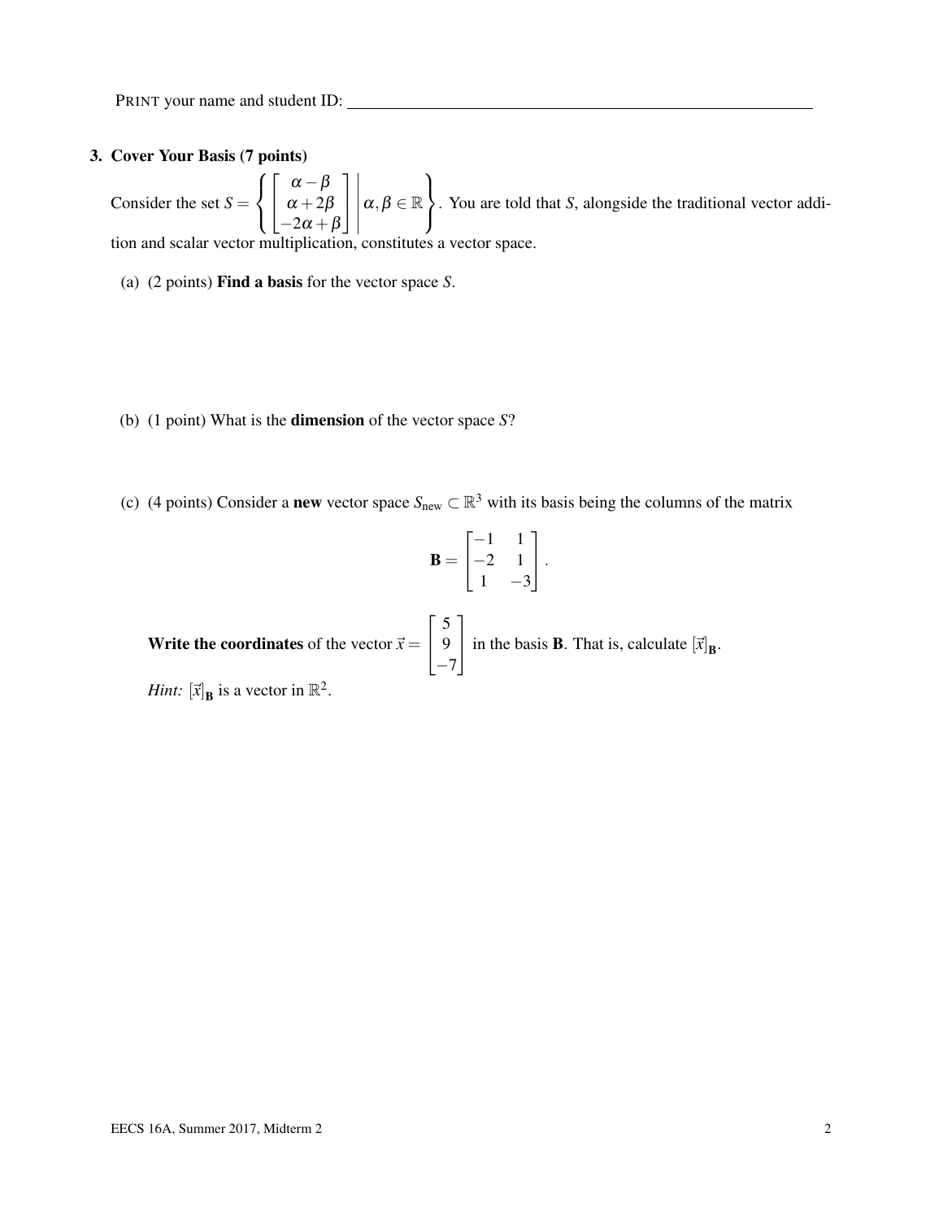PRINT your name and student ID: ______________________________

### 3. Cover Your Basis (7 points)

Consider the set $S = \left\{ \begin{bmatrix} \alpha - \beta \\ \alpha + 2\beta \\ -2\alpha + \beta \end{bmatrix} \middle| \alpha, \beta \in \mathbb{R} \right\}$. You are told that $S$, alongside the traditional vector addition and scalar vector multiplication, constitutes a vector space.

(a) (2 points) **Find a basis** for the vector space $S$.

(b) (1 point) What is the **dimension** of the vector space $S$?

(c) (4 points) Consider a **new** vector space $S_{\text{new}} \subset \mathbb{R}^3$ with its basis being the columns of the matrix

$$\mathbf{B} = \begin{bmatrix} -1 & 1 \\ -2 & 1 \\ 1 & -3 \end{bmatrix}.$$

**Write the coordinates** of the vector $\vec{x} = \begin{bmatrix} 5 \\ 9 \\ -7 \end{bmatrix}$ in the basis $\mathbf{B}$. That is, calculate $[\vec{x}]_{\mathbf{B}}$.

*Hint:* $[\vec{x}]_{\mathbf{B}}$ is a vector in $\mathbb{R}^2$.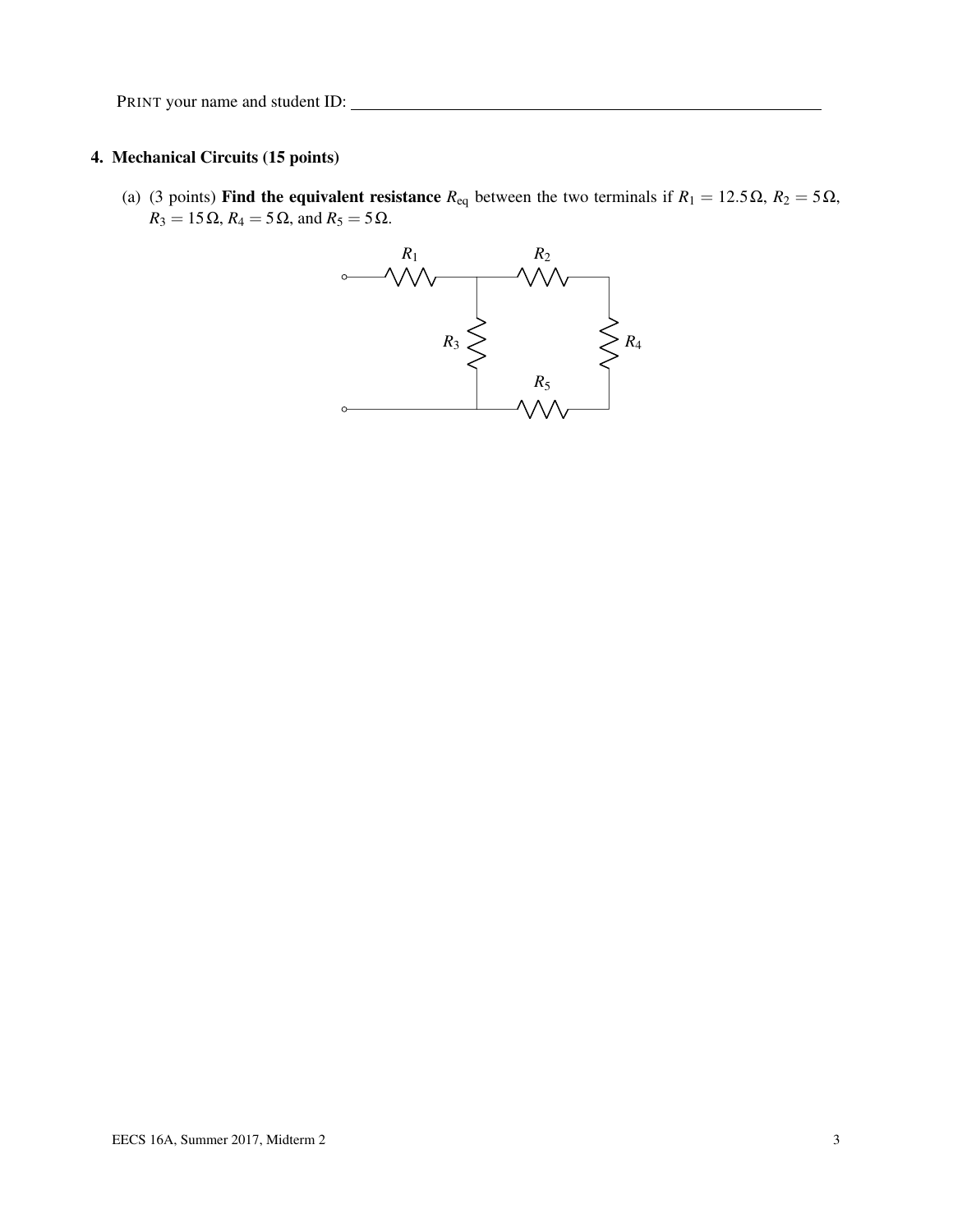PRINT your name and student ID: ________________________________

## 4. Mechanical Circuits (15 points)

(a) (3 points) **Find the equivalent resistance** $R_{eq}$ between the two terminals if $R_1 = 12.5\,\Omega$, $R_2 = 5\,\Omega$, $R_3 = 15\,\Omega$, $R_4 = 5\,\Omega$, and $R_5 = 5\,\Omega$.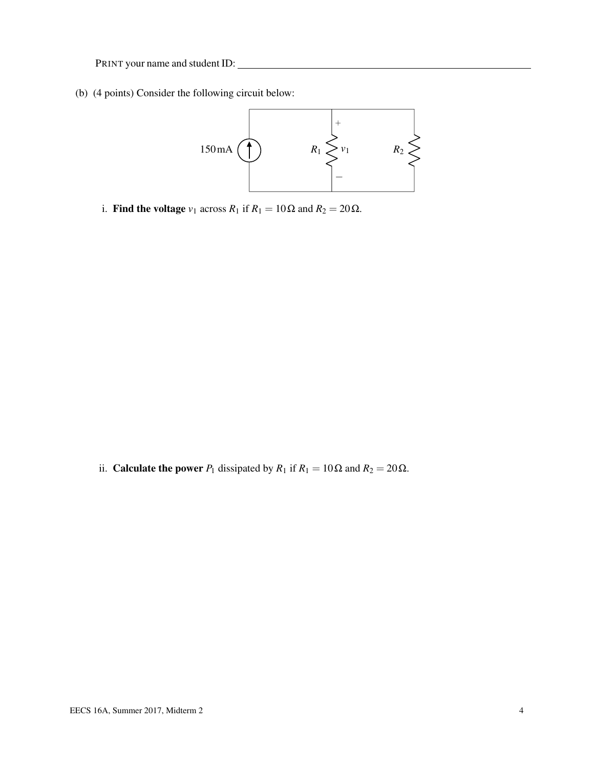PRINT your name and student ID: \_\_\_\_\_\_\_\_\_\_\_\_\_\_\_\_\_\_\_\_\_\_\_\_\_\_\_\_\_\_

(b) (4 points) Consider the following circuit below:

i. **Find the voltage** $v_1$ across $R_1$ if $R_1 = 10\,\Omega$ and $R_2 = 20\,\Omega$.

ii. **Calculate the power** $P_1$ dissipated by $R_1$ if $R_1 = 10\,\Omega$ and $R_2 = 20\,\Omega$.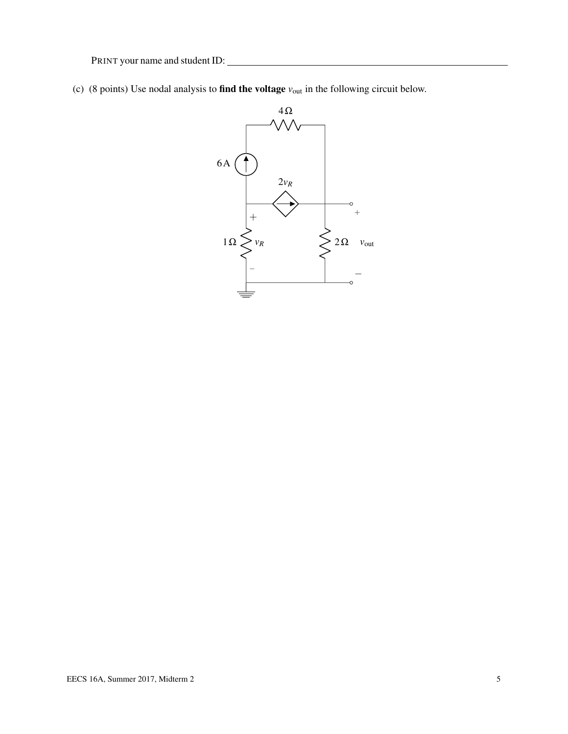PRINT your name and student ID: \_\_\_\_\_\_\_\_\_\_\_\_\_\_\_\_\_\_\_\_\_\_\_\_\_\_\_\_\_\_\_\_\_\_\_\_\_\_\_\_

(c) (8 points) Use nodal analysis to **find the voltage** $v_{\text{out}}$ in the following circuit below.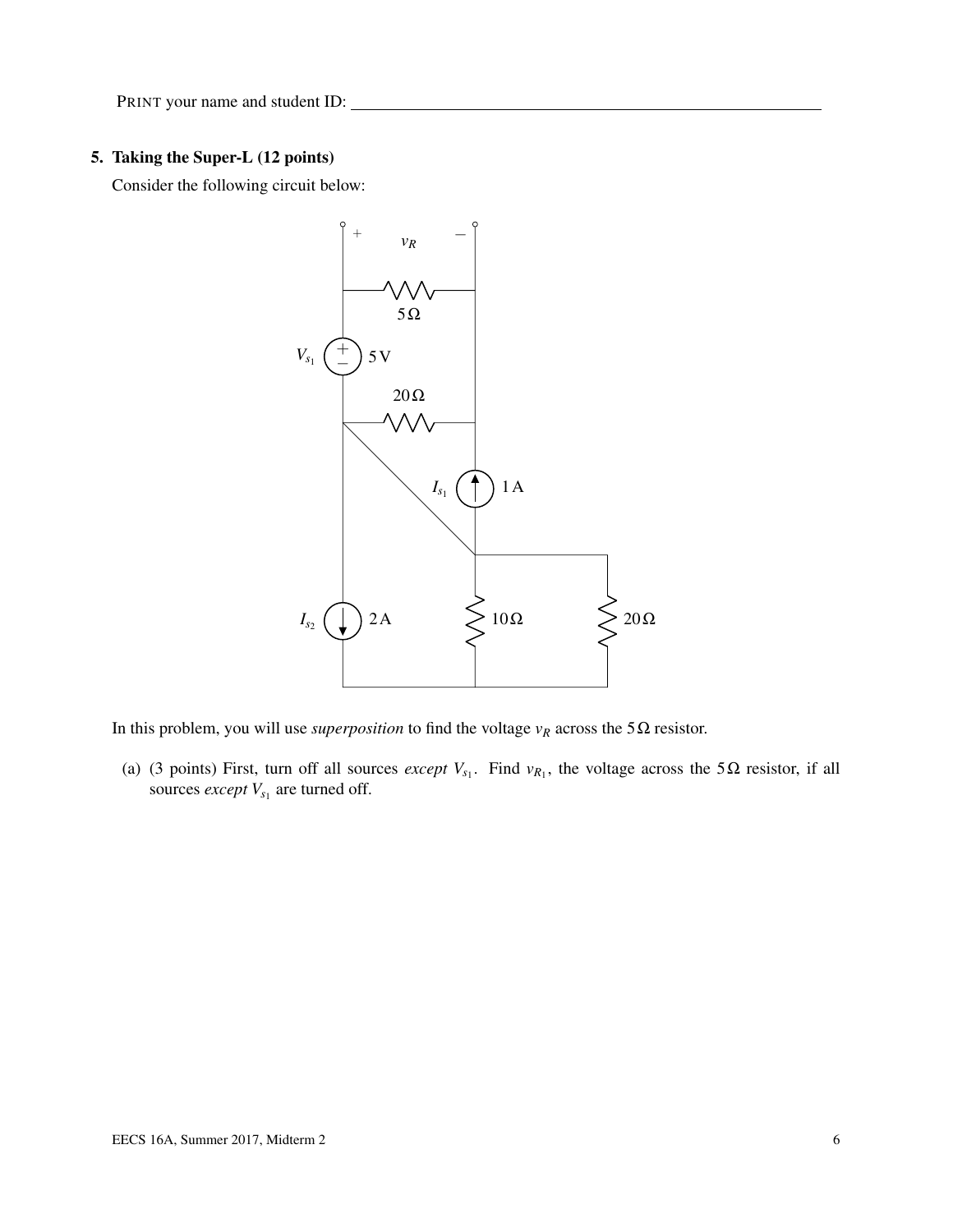PRINT your name and student ID: ____________________

## 5. Taking the Super-L (12 points)

Consider the following circuit below:

In this problem, you will use *superposition* to find the voltage $v_R$ across the $5\,\Omega$ resistor.

(a) (3 points) First, turn off all sources *except* $V_{s_1}$. Find $v_{R_1}$, the voltage across the $5\,\Omega$ resistor, if all sources *except* $V_{s_1}$ are turned off.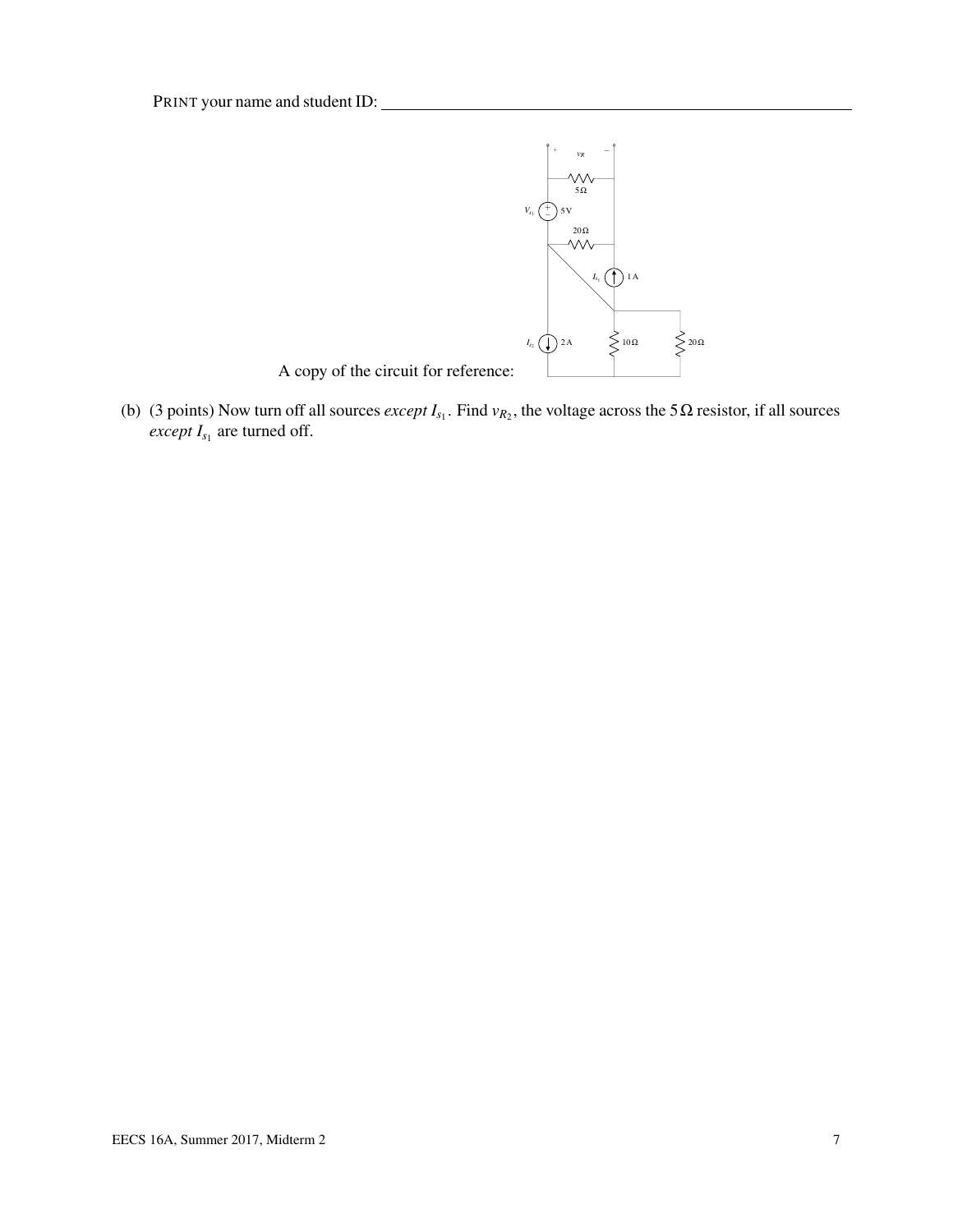PRINT your name and student ID: \_\_\_\_\_\_\_\_\_\_\_\_\_\_\_\_\_\_\_\_\_\_\_\_\_\_\_\_\_\_\_\_

A copy of the circuit for reference:

(b) (3 points) Now turn off all sources *except* $I_{s_1}$. Find $v_{R_2}$, the voltage across the $5\,\Omega$ resistor, if all sources *except* $I_{s_1}$ are turned off.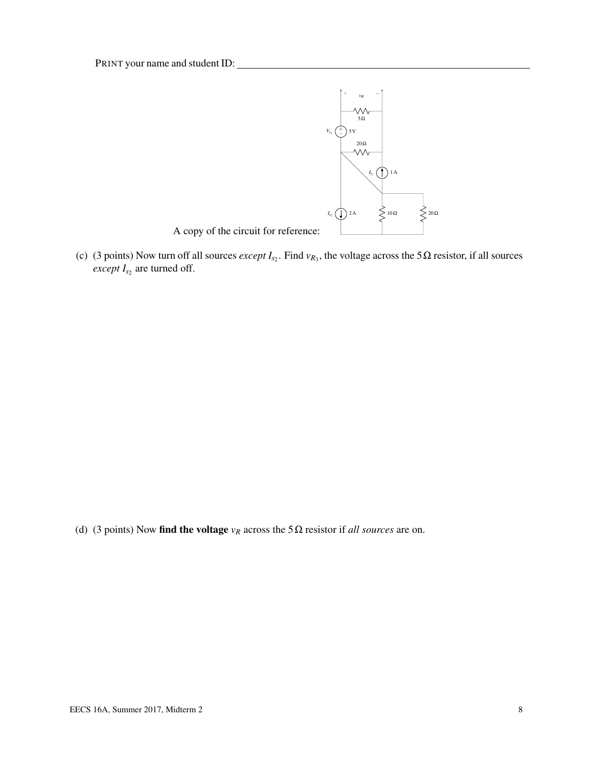PRINT your name and student ID:

A copy of the circuit for reference:

(c) (3 points) Now turn off all sources *except* $I_{s_2}$. Find $v_{R_3}$, the voltage across the $5\,\Omega$ resistor, if all sources *except* $I_{s_2}$ are turned off.

(d) (3 points) Now **find the voltage** $v_R$ across the $5\,\Omega$ resistor if *all sources* are on.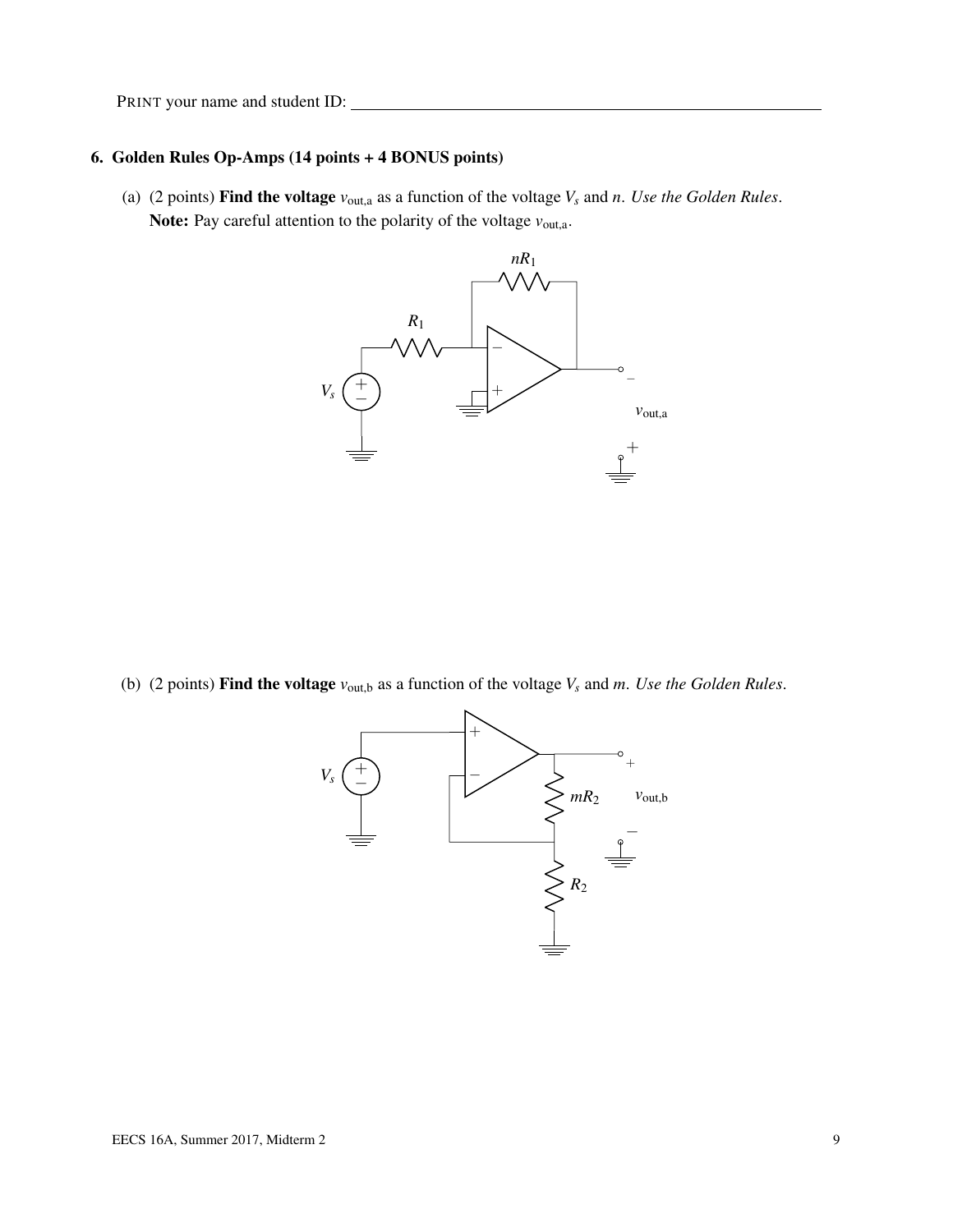PRINT your name and student ID: \_\_\_\_\_\_\_\_\_\_\_\_\_\_\_\_\_\_\_\_\_\_\_\_\_\_\_\_\_\_\_\_

## 6. Golden Rules Op-Amps (14 points + 4 BONUS points)

(a) (2 points) **Find the voltage** $v_{\text{out,a}}$ as a function of the voltage $V_s$ and $n$. *Use the Golden Rules.*
**Note:** Pay careful attention to the polarity of the voltage $v_{\text{out,a}}$.

(b) (2 points) **Find the voltage** $v_{\text{out,b}}$ as a function of the voltage $V_s$ and $m$. *Use the Golden Rules.*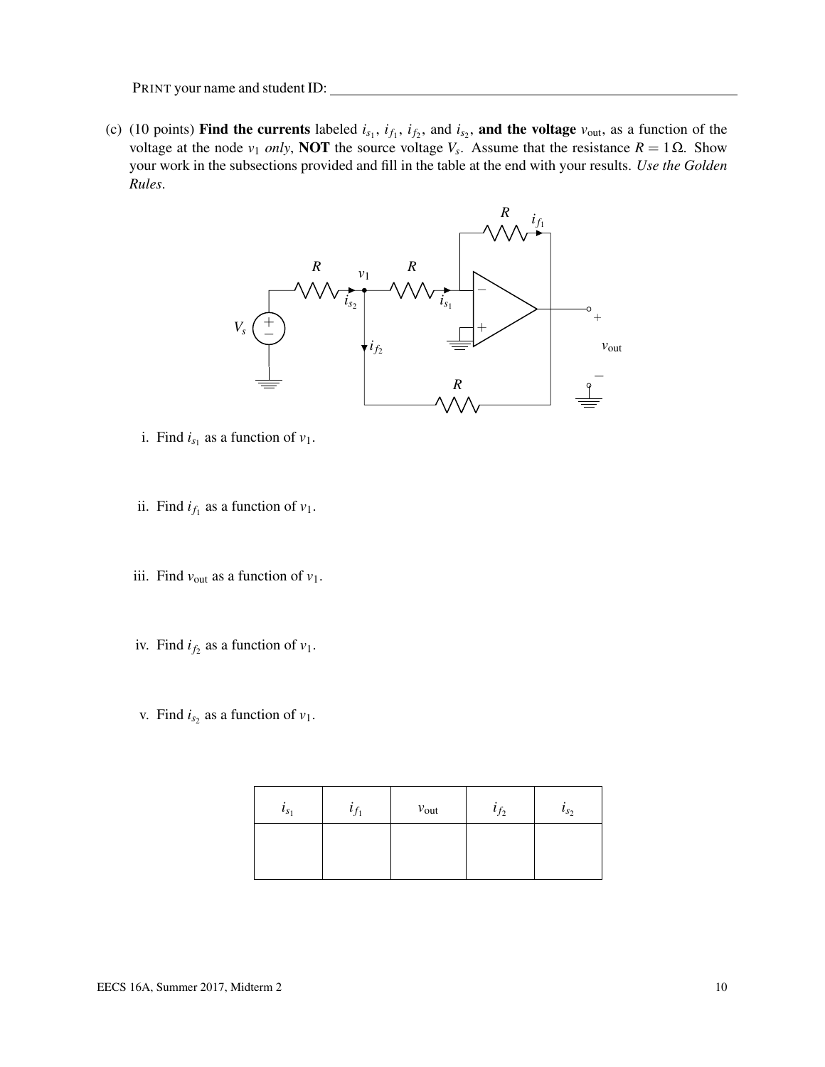PRINT your name and student ID: ________________________________

(c) (10 points) **Find the currents** labeled $i_{s_1}$, $i_{f_1}$, $i_{f_2}$, and $i_{s_2}$, **and the voltage** $v_{\text{out}}$, as a function of the voltage at the node $v_1$ *only*, **NOT** the source voltage $V_s$. Assume that the resistance $R = 1\,\Omega$. Show your work in the subsections provided and fill in the table at the end with your results. *Use the Golden Rules.*

i. Find $i_{s_1}$ as a function of $v_1$.

ii. Find $i_{f_1}$ as a function of $v_1$.

iii. Find $v_{\text{out}}$ as a function of $v_1$.

iv. Find $i_{f_2}$ as a function of $v_1$.

v. Find $i_{s_2}$ as a function of $v_1$.

| $i_{s_1}$ | $i_{f_1}$ | $v_{\text{out}}$ | $i_{f_2}$ | $i_{s_2}$ |
|---|---|---|---|---|
| | | | | |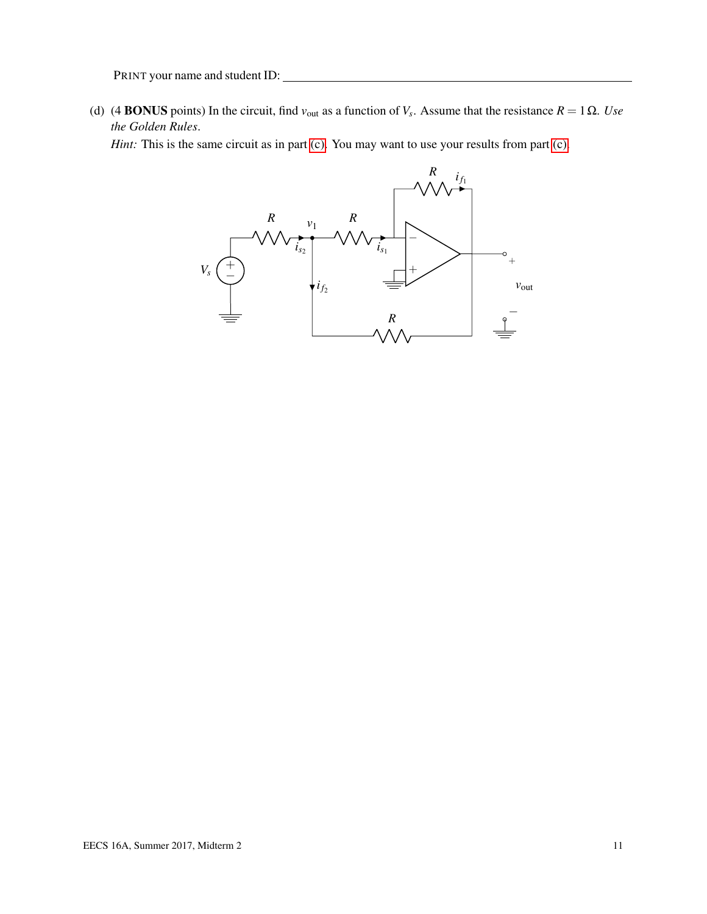PRINT your name and student ID: ______________________________

(d) (4 **BONUS** points) In the circuit, find $v_{\text{out}}$ as a function of $V_s$. Assume that the resistance $R = 1\,\Omega$. *Use the Golden Rules*.

*Hint:* This is the same circuit as in part (c). You may want to use your results from part (c).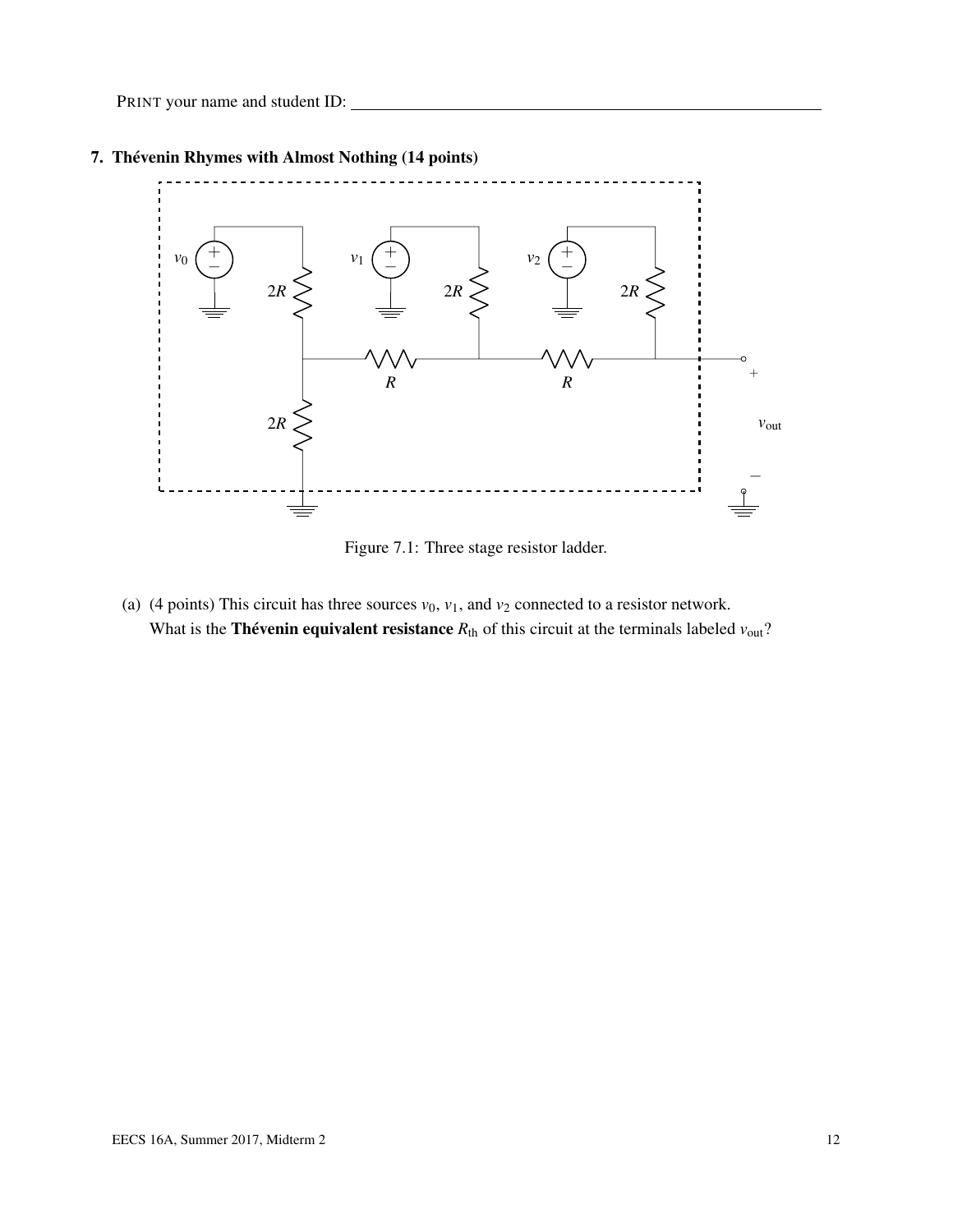PRINT your name and student ID: ____________________

## 7. Thévenin Rhymes with Almost Nothing (14 points)

Figure 7.1: Three stage resistor ladder.

(a) (4 points) This circuit has three sources $v_0$, $v_1$, and $v_2$ connected to a resistor network. What is the **Thévenin equivalent resistance** $R_{\text{th}}$ of this circuit at the terminals labeled $v_{\text{out}}$?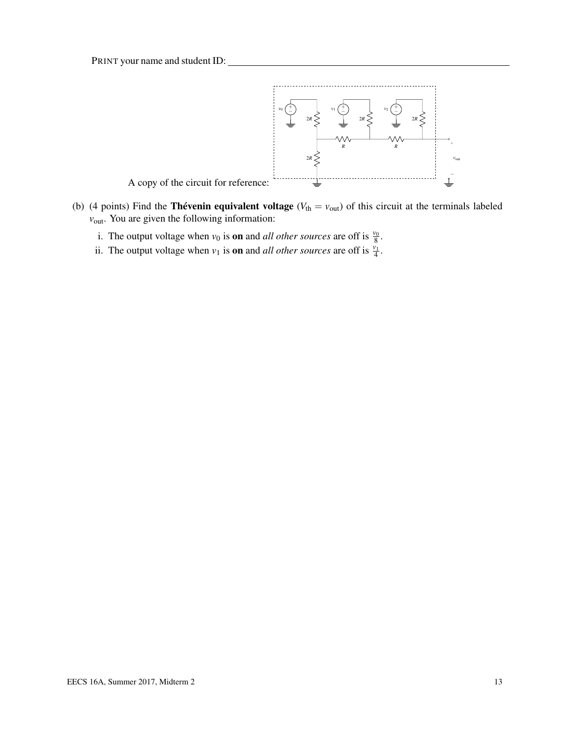PRINT your name and student ID: ___

A copy of the circuit for reference:

(b) (4 points) Find the **Thévenin equivalent voltage** ($V_{th} = v_{out}$) of this circuit at the terminals labeled $v_{out}$. You are given the following information:

i. The output voltage when $v_0$ is **on** and *all other sources* are off is $\frac{v_0}{8}$.

ii. The output voltage when $v_1$ is **on** and *all other sources* are off is $\frac{v_1}{4}$.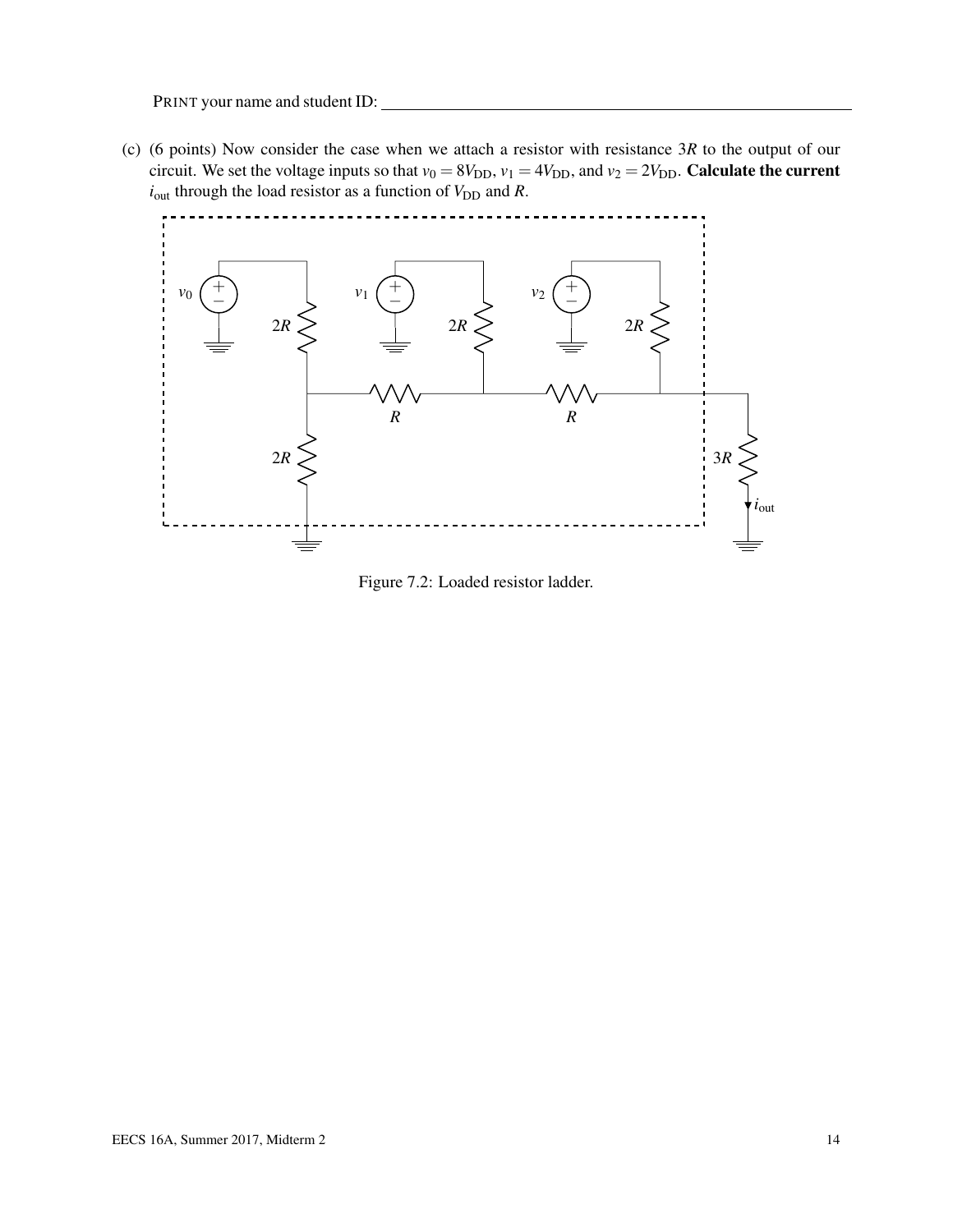PRINT your name and student ID: ________________________________

(c) (6 points) Now consider the case when we attach a resistor with resistance $3R$ to the output of our circuit. We set the voltage inputs so that $v_0 = 8V_{DD}$, $v_1 = 4V_{DD}$, and $v_2 = 2V_{DD}$. **Calculate the current $i_{out}$ through the load resistor as a function of $V_{DD}$ and $R$.**

Figure 7.2: Loaded resistor ladder.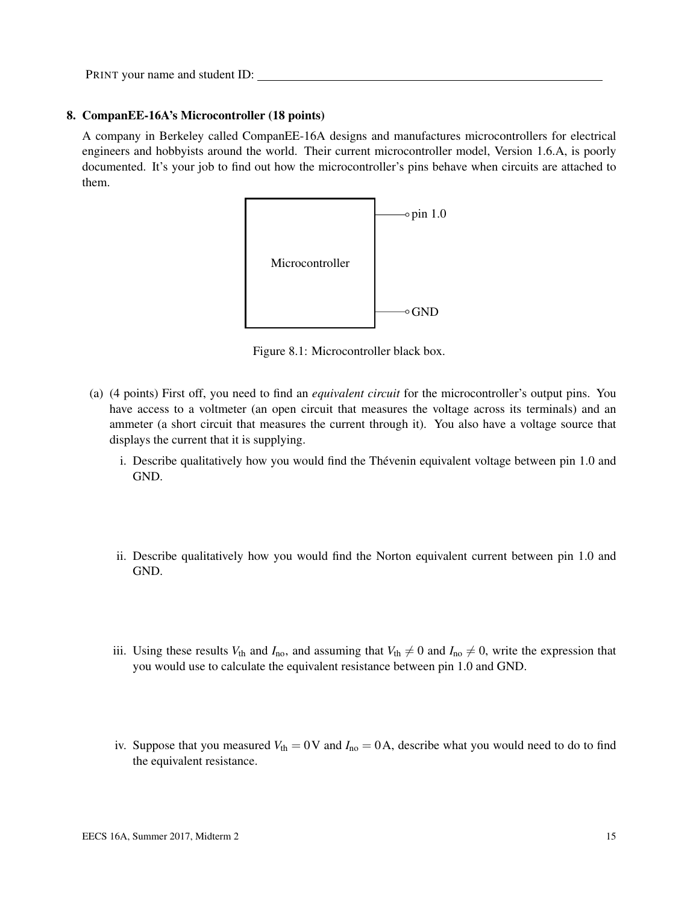PRINT your name and student ID: ______________________________

## 8. CompanEE-16A's Microcontroller (18 points)

A company in Berkeley called CompanEE-16A designs and manufactures microcontrollers for electrical engineers and hobbyists around the world. Their current microcontroller model, Version 1.6.A, is poorly documented. It's your job to find out how the microcontroller's pins behave when circuits are attached to them.

Microcontroller

pin 1.0

GND

Figure 8.1: Microcontroller black box.

(a) (4 points) First off, you need to find an *equivalent circuit* for the microcontroller's output pins. You have access to a voltmeter (an open circuit that measures the voltage across its terminals) and an ammeter (a short circuit that measures the current through it). You also have a voltage source that displays the current that it is supplying.

   i. Describe qualitatively how you would find the Thévenin equivalent voltage between pin 1.0 and GND.

   ii. Describe qualitatively how you would find the Norton equivalent current between pin 1.0 and GND.

   iii. Using these results $V_{\text{th}}$ and $I_{\text{no}}$, and assuming that $V_{\text{th}} \neq 0$ and $I_{\text{no}} \neq 0$, write the expression that you would use to calculate the equivalent resistance between pin 1.0 and GND.

   iv. Suppose that you measured $V_{\text{th}} = 0\,\text{V}$ and $I_{\text{no}} = 0\,\text{A}$, describe what you would need to do to find the equivalent resistance.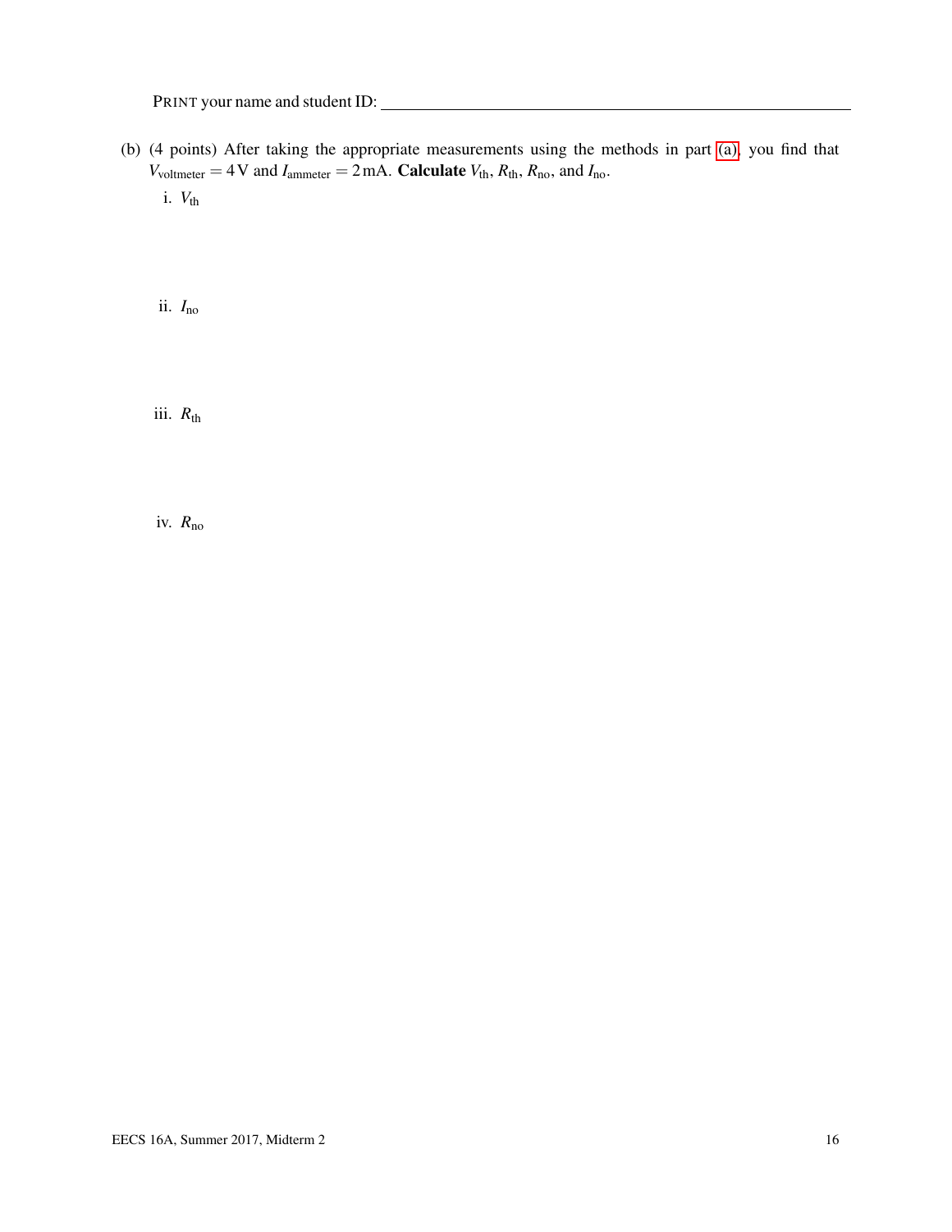PRINT your name and student ID:

(b) (4 points) After taking the appropriate measurements using the methods in part (a), you find that $V_{\text{voltmeter}} = 4\,\text{V}$ and $I_{\text{ammeter}} = 2\,\text{mA}$. **Calculate** $V_{\text{th}}$, $R_{\text{th}}$, $R_{\text{no}}$, and $I_{\text{no}}$.

i. $V_{\text{th}}$

ii. $I_{\text{no}}$

iii. $R_{\text{th}}$

iv. $R_{\text{no}}$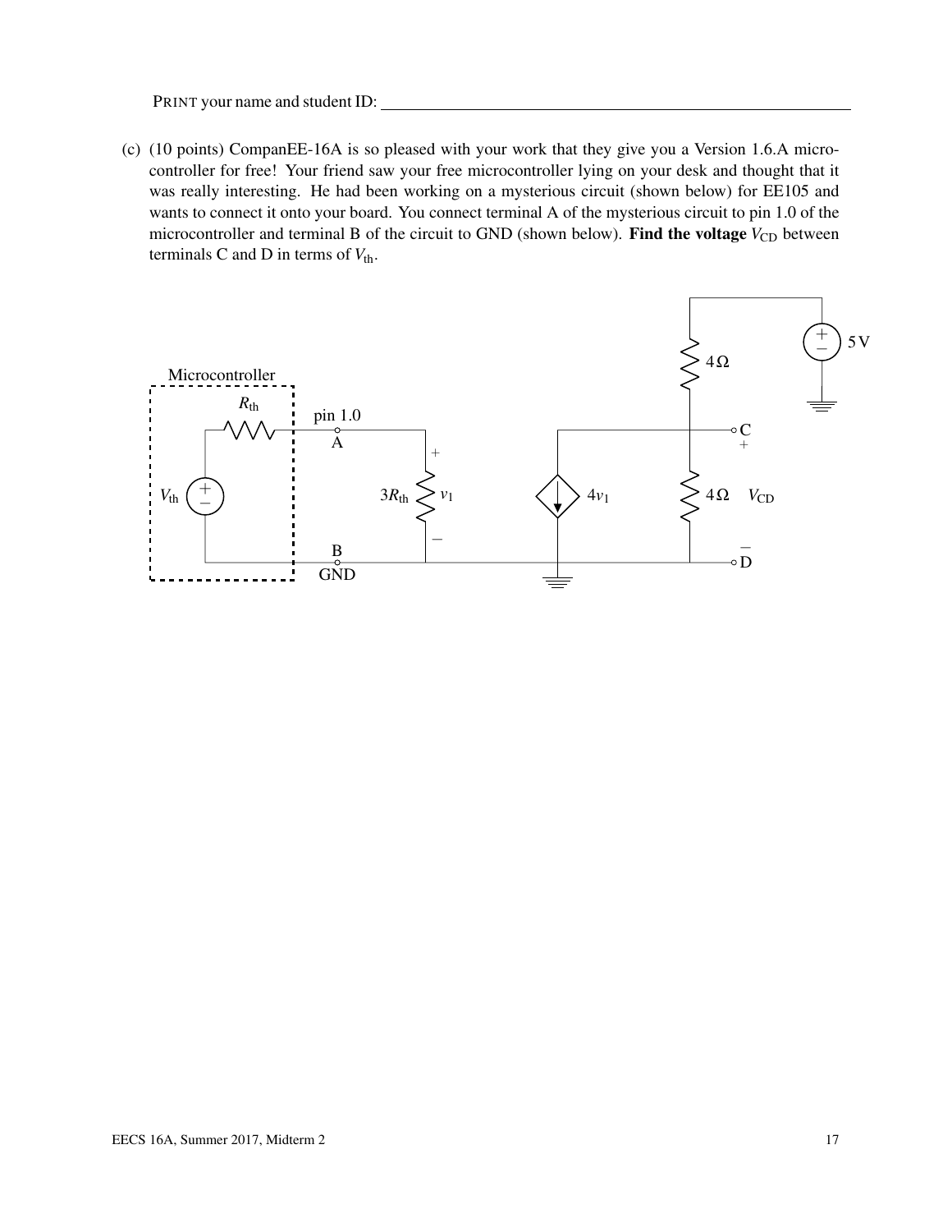PRINT your name and student ID: ____________________

(c) (10 points) CompanEE-16A is so pleased with your work that they give you a Version 1.6.A microcontroller for free! Your friend saw your free microcontroller lying on your desk and thought that it was really interesting. He had been working on a mysterious circuit (shown below) for EE105 and wants to connect it onto your board. You connect terminal A of the mysterious circuit to pin 1.0 of the microcontroller and terminal B of the circuit to GND (shown below). **Find the voltage $V_{CD}$** between terminals C and D in terms of $V_{th}$.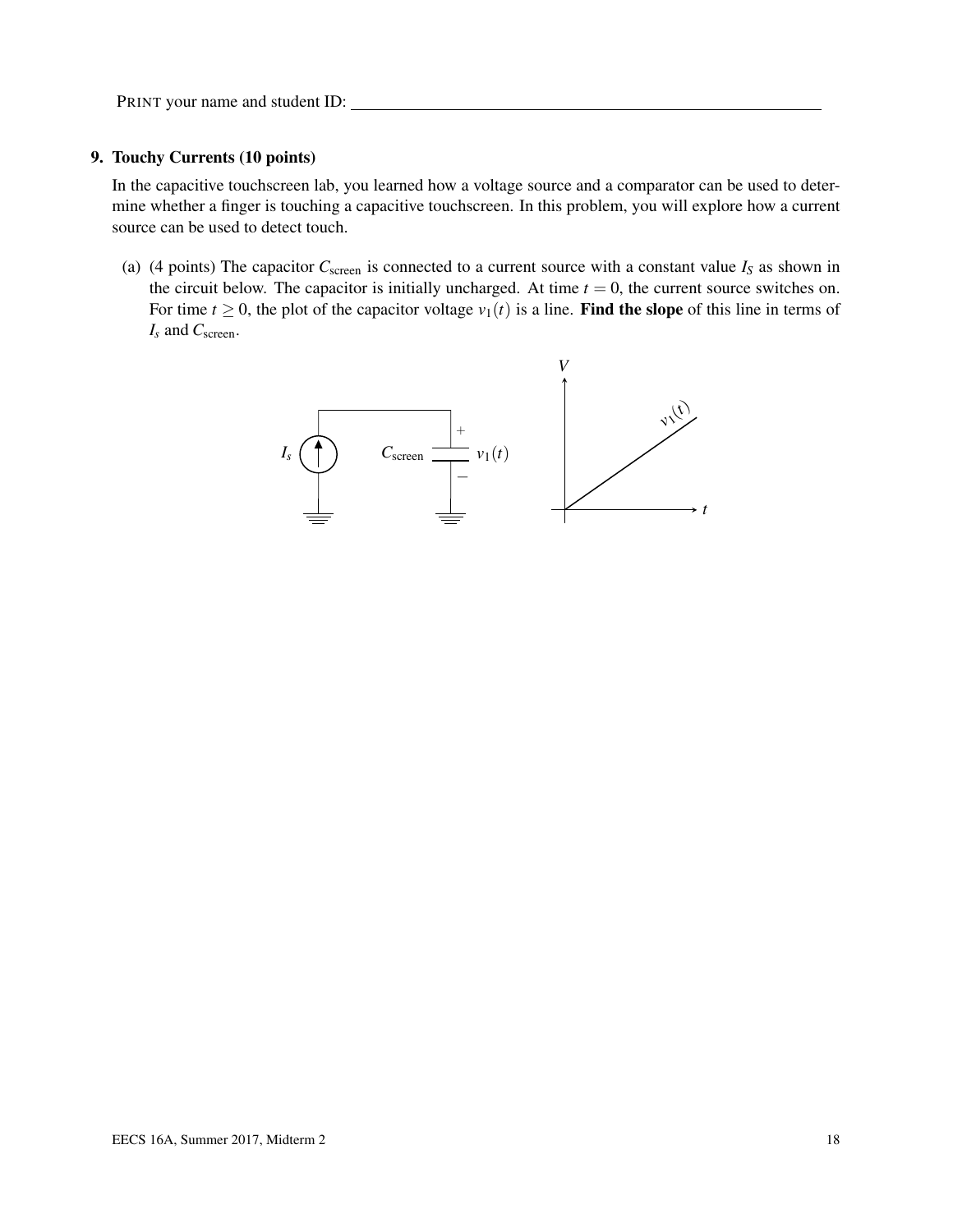PRINT your name and student ID: \_\_\_\_\_\_\_\_\_\_\_\_\_\_\_\_\_\_\_\_\_\_\_\_\_\_\_\_\_\_\_\_\_\_\_\_\_\_\_\_\_\_\_\_\_\_\_\_

## 9. Touchy Currents (10 points)

In the capacitive touchscreen lab, you learned how a voltage source and a comparator can be used to determine whether a finger is touching a capacitive touchscreen. In this problem, you will explore how a current source can be used to detect touch.

(a) (4 points) The capacitor $C_{\text{screen}}$ is connected to a current source with a constant value $I_S$ as shown in the circuit below. The capacitor is initially uncharged. At time $t = 0$, the current source switches on. For time $t \geq 0$, the plot of the capacitor voltage $v_1(t)$ is a line. **Find the slope** of this line in terms of $I_s$ and $C_{\text{screen}}$.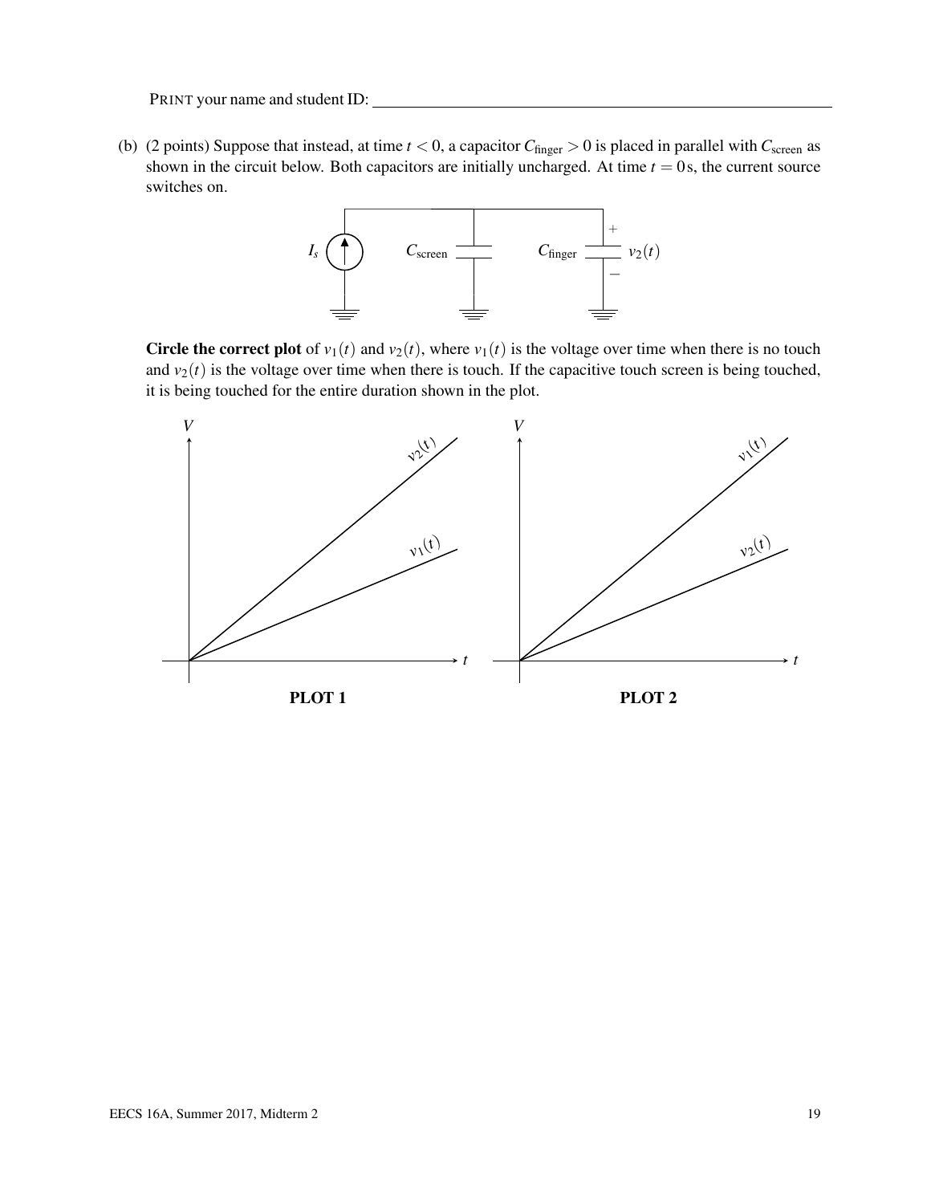PRINT your name and student ID: ___________________________________________

(b) (2 points) Suppose that instead, at time $t < 0$, a capacitor $C_{\text{finger}} > 0$ is placed in parallel with $C_{\text{screen}}$ as shown in the circuit below. Both capacitors are initially uncharged. At time $t = 0\,\text{s}$, the current source switches on.

**Circle the correct plot** of $v_1(t)$ and $v_2(t)$, where $v_1(t)$ is the voltage over time when there is no touch and $v_2(t)$ is the voltage over time when there is touch. If the capacitive touch screen is being touched, it is being touched for the entire duration shown in the plot.

**PLOT 1**

**PLOT 2**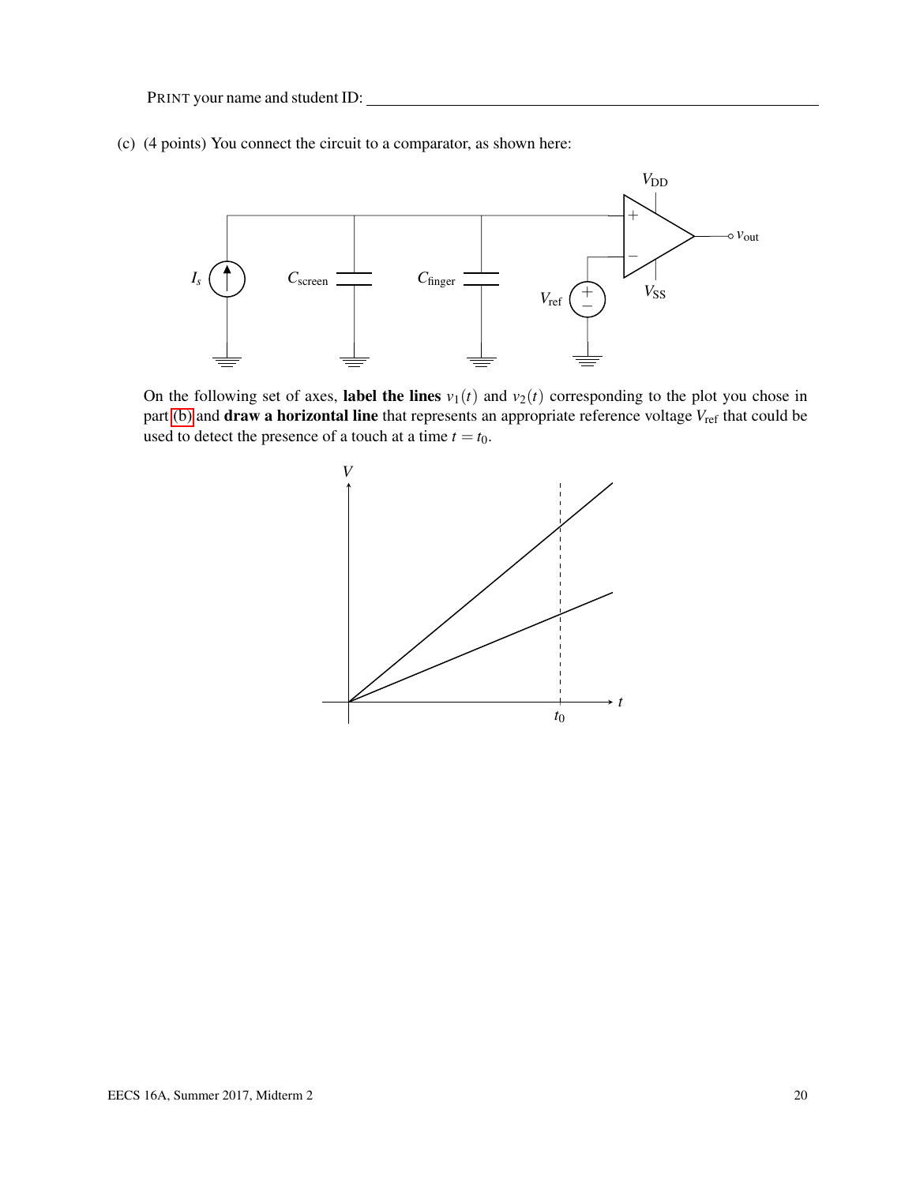PRINT your name and student ID: ___________________________________________

(c) (4 points) You connect the circuit to a comparator, as shown here:

On the following set of axes, **label the lines** $v_1(t)$ and $v_2(t)$ corresponding to the plot you chose in part (b) and **draw a horizontal line** that represents an appropriate reference voltage $V_{\text{ref}}$ that could be used to detect the presence of a touch at a time $t = t_0$.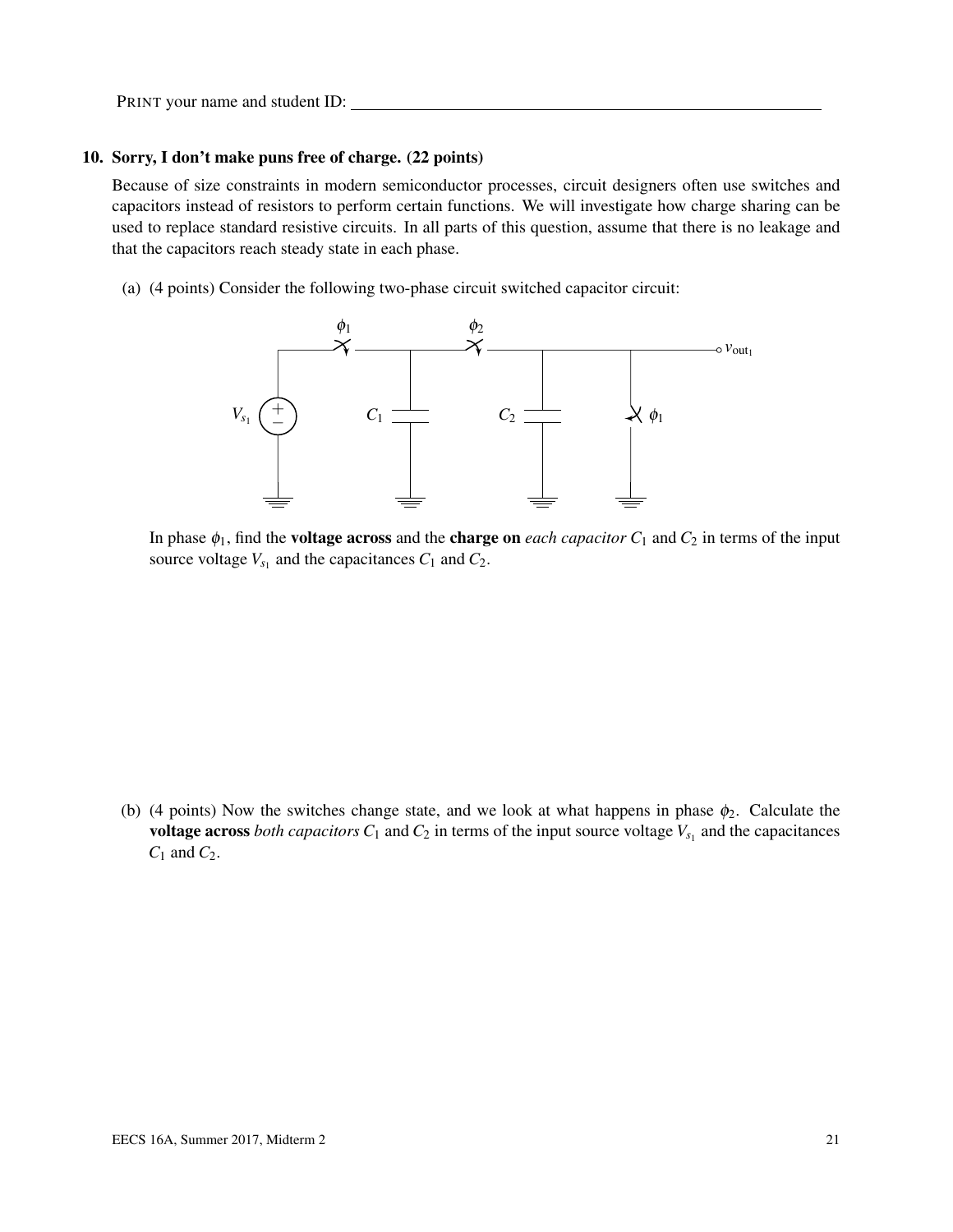PRINT your name and student ID: ______________________________

## 10. Sorry, I don't make puns free of charge. (22 points)

Because of size constraints in modern semiconductor processes, circuit designers often use switches and capacitors instead of resistors to perform certain functions. We will investigate how charge sharing can be used to replace standard resistive circuits. In all parts of this question, assume that there is no leakage and that the capacitors reach steady state in each phase.

(a) (4 points) Consider the following two-phase circuit switched capacitor circuit:

In phase $\phi_1$, find the **voltage across** and the **charge on** *each capacitor* $C_1$ and $C_2$ in terms of the input source voltage $V_{s_1}$ and the capacitances $C_1$ and $C_2$.

(b) (4 points) Now the switches change state, and we look at what happens in phase $\phi_2$. Calculate the **voltage across** *both capacitors* $C_1$ and $C_2$ in terms of the input source voltage $V_{s_1}$ and the capacitances $C_1$ and $C_2$.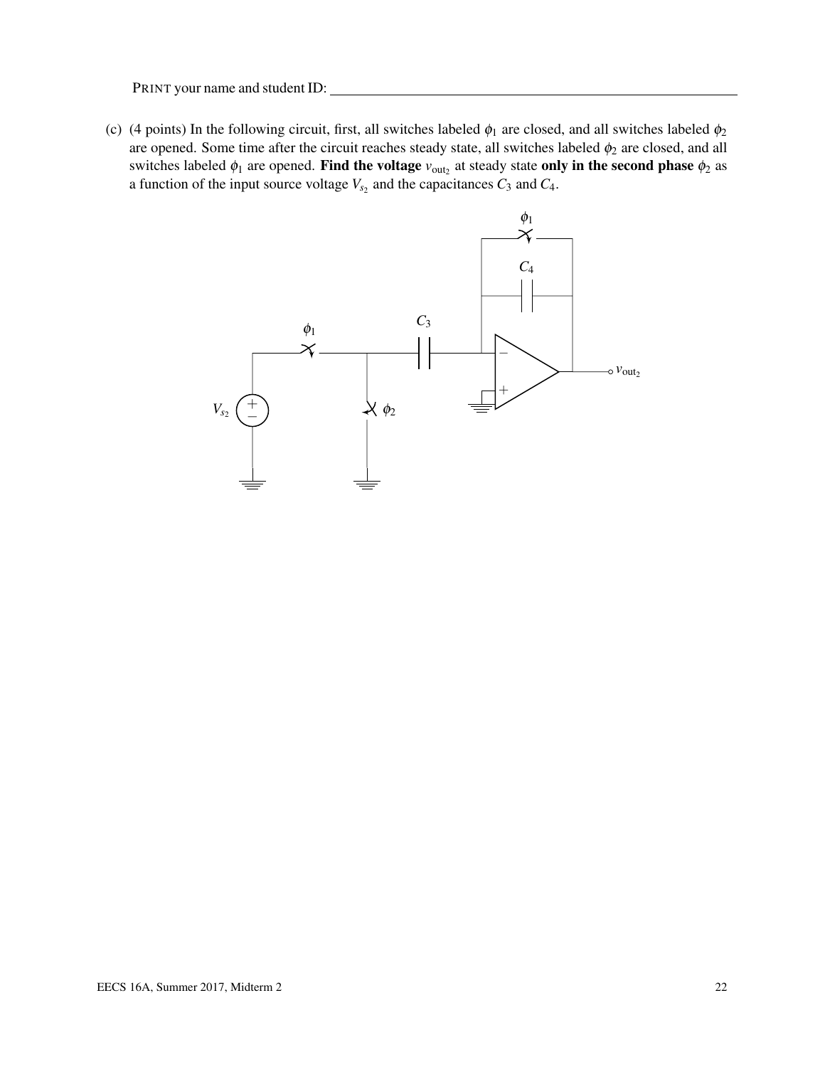PRINT your name and student ID: ______________________________

(c) (4 points) In the following circuit, first, all switches labeled $\phi_1$ are closed, and all switches labeled $\phi_2$ are opened. Some time after the circuit reaches steady state, all switches labeled $\phi_2$ are closed, and all switches labeled $\phi_1$ are opened. **Find the voltage** $v_{\text{out}_2}$ at steady state **only in the second phase** $\phi_2$ as a function of the input source voltage $V_{s_2}$ and the capacitances $C_3$ and $C_4$.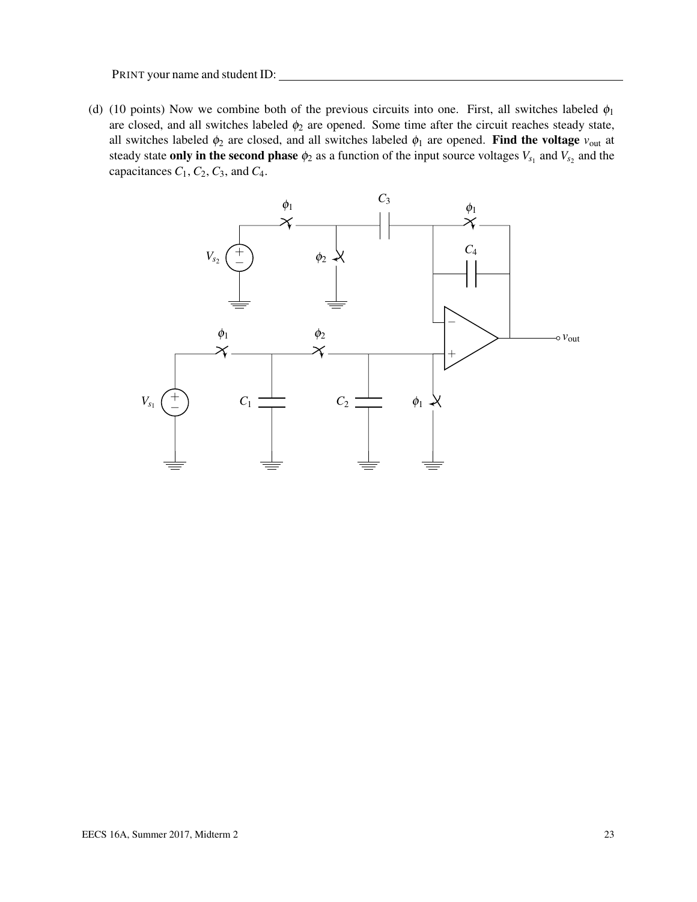PRINT your name and student ID: ____________________

(d) (10 points) Now we combine both of the previous circuits into one. First, all switches labeled $\phi_1$ are closed, and all switches labeled $\phi_2$ are opened. Some time after the circuit reaches steady state, all switches labeled $\phi_2$ are closed, and all switches labeled $\phi_1$ are opened. **Find the voltage** $v_{\text{out}}$ at steady state **only in the second phase** $\phi_2$ as a function of the input source voltages $V_{s_1}$ and $V_{s_2}$ and the capacitances $C_1$, $C_2$, $C_3$, and $C_4$.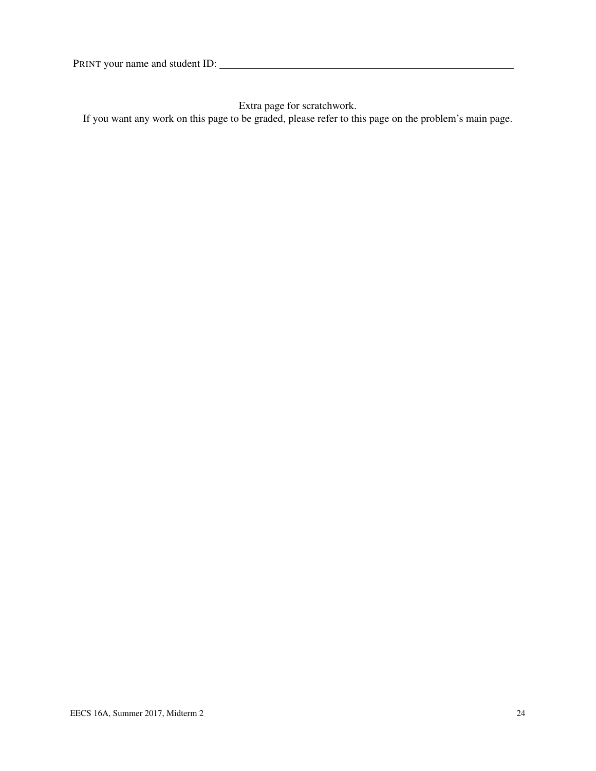PRINT your name and student ID: ____________________________________________

Extra page for scratchwork.

If you want any work on this page to be graded, please refer to this page on the problem's main page.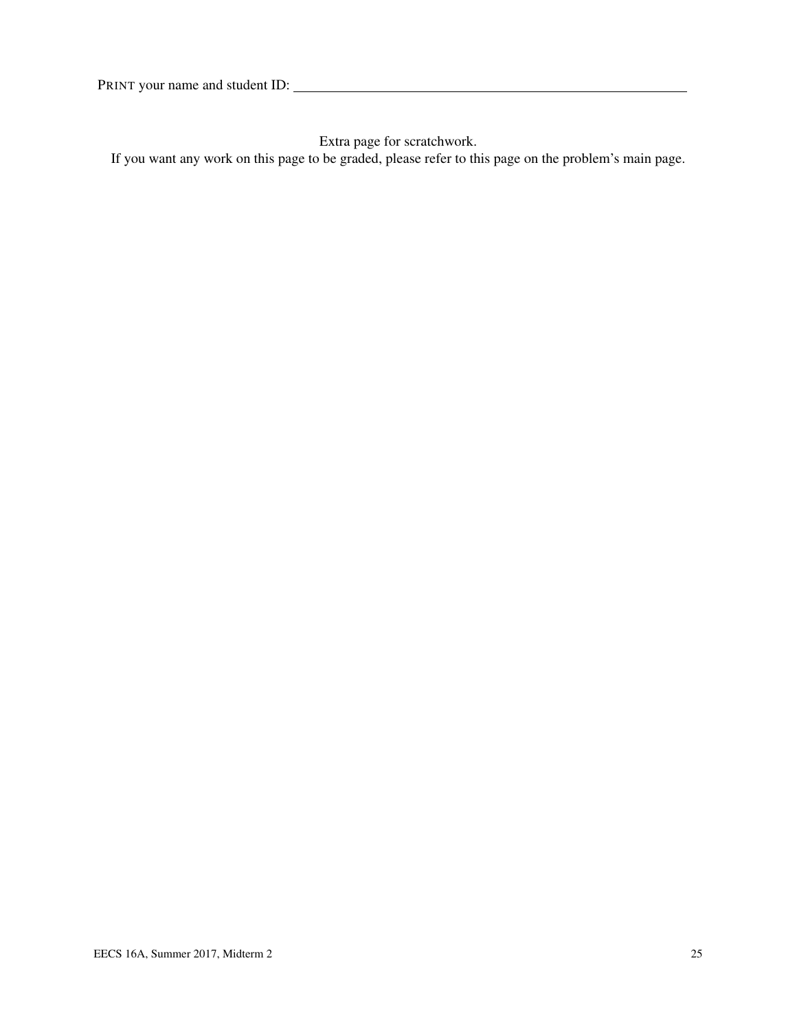PRINT your name and student ID: ____________________________________________

Extra page for scratchwork.

If you want any work on this page to be graded, please refer to this page on the problem's main page.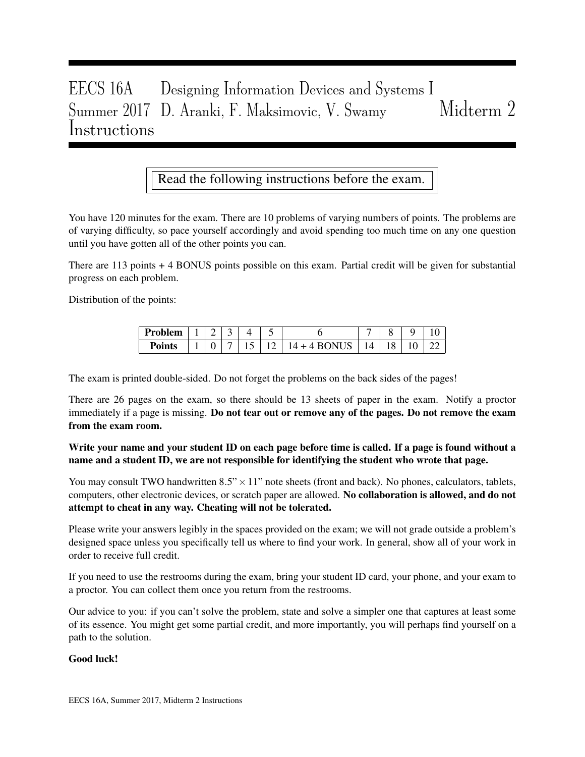# EECS 16A Designing Information Devices and Systems I
## Summer 2017 D. Aranki, F. Maksimovic, V. Swamy — Midterm 2
## Instructions

**Read the following instructions before the exam.**

You have 120 minutes for the exam. There are 10 problems of varying numbers of points. The problems are of varying difficulty, so pace yourself accordingly and avoid spending too much time on any one question until you have gotten all of the other points you can.

There are 113 points + 4 BONUS points possible on this exam. Partial credit will be given for substantial progress on each problem.

Distribution of the points:

| **Problem** | 1 | 2 | 3 | 4 | 5 | 6 | 7 | 8 | 9 | 10 |
|---|---|---|---|---|---|---|---|---|---|---|
| **Points** | 1 | 0 | 7 | 15 | 12 | 14 + 4 BONUS | 14 | 18 | 10 | 22 |

The exam is printed double-sided. Do not forget the problems on the back sides of the pages!

There are 26 pages on the exam, so there should be 13 sheets of paper in the exam. Notify a proctor immediately if a page is missing. **Do not tear out or remove any of the pages. Do not remove the exam from the exam room.**

**Write your name and your student ID on each page before time is called. If a page is found without a name and a student ID, we are not responsible for identifying the student who wrote that page.**

You may consult TWO handwritten 8.5" $\times$ 11" note sheets (front and back). No phones, calculators, tablets, computers, other electronic devices, or scratch paper are allowed. **No collaboration is allowed, and do not attempt to cheat in any way. Cheating will not be tolerated.**

Please write your answers legibly in the spaces provided on the exam; we will not grade outside a problem's designed space unless you specifically tell us where to find your work. In general, show all of your work in order to receive full credit.

If you need to use the restrooms during the exam, bring your student ID card, your phone, and your exam to a proctor. You can collect them once you return from the restrooms.

Our advice to you: if you can't solve the problem, state and solve a simpler one that captures at least some of its essence. You might get some partial credit, and more importantly, you will perhaps find yourself on a path to the solution.

**Good luck!**